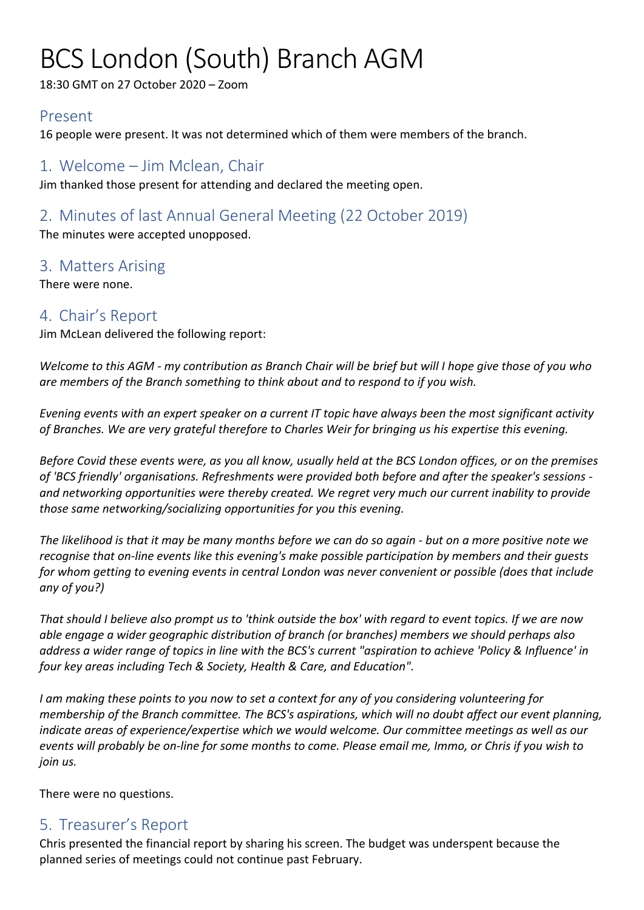# BCS London (South) Branch AGM

18:30 GMT on 27 October 2020 – Zoom

## Present

16 people were present. It was not determined which of them were members of the branch.

## 1. Welcome – Jim Mclean, Chair

Jim thanked those present for attending and declared the meeting open.

## 2. Minutes of last Annual General Meeting (22 October 2019)

The minutes were accepted unopposed.

## 3. Matters Arising

There were none.

## 4. Chair's Report

Jim McLean delivered the following report:

*Welcome to this AGM - my contribution as Branch Chair will be brief but will I hope give those of you who are members of the Branch something to think about and to respond to if you wish.*

*Evening events with an expert speaker on a current IT topic have always been the most significant activity of Branches. We are very grateful therefore to Charles Weir for bringing us his expertise this evening.*

*Before Covid these events were, as you all know, usually held at the BCS London offices, or on the premises of 'BCS friendly' organisations. Refreshments were provided both before and after the speaker's sessions - and networking opportunities were thereby created. We regret very much our current inability to provide those same networking/socializing opportunities for you this evening.*

*The likelihood is that it may be many months before we can do so again - but on a more positive note we recognise that on-line events like this evening's make possible participation by members and their guests for whom getting to evening events in central London was never convenient or possible (does that include any of you?)*

*That should I believe also prompt us to 'think outside the box' with regard to event topics. If we are now able engage a wider geographic distribution of branch (or branches) members we should perhaps also address a wider range of topics in line with the BCS's current "aspiration to achieve 'Policy & Influence' in four key areas including Tech & Society, Health & Care, and Education".*

*I am making these points to you now to set a context for any of you considering volunteering for membership of the Branch committee. The BCS's aspirations, which will no doubt affect our event planning, indicate areas of experience/expertise which we would welcome. Our committee meetings as well as our events will probably be on-line for some months to come. Please email me, Immo, or Chris if you wish to join us.*

There were no questions.

## 5. Treasurer's Report

Chris presented the financial report by sharing his screen. The budget was underspent because the planned series of meetings could not continue past February.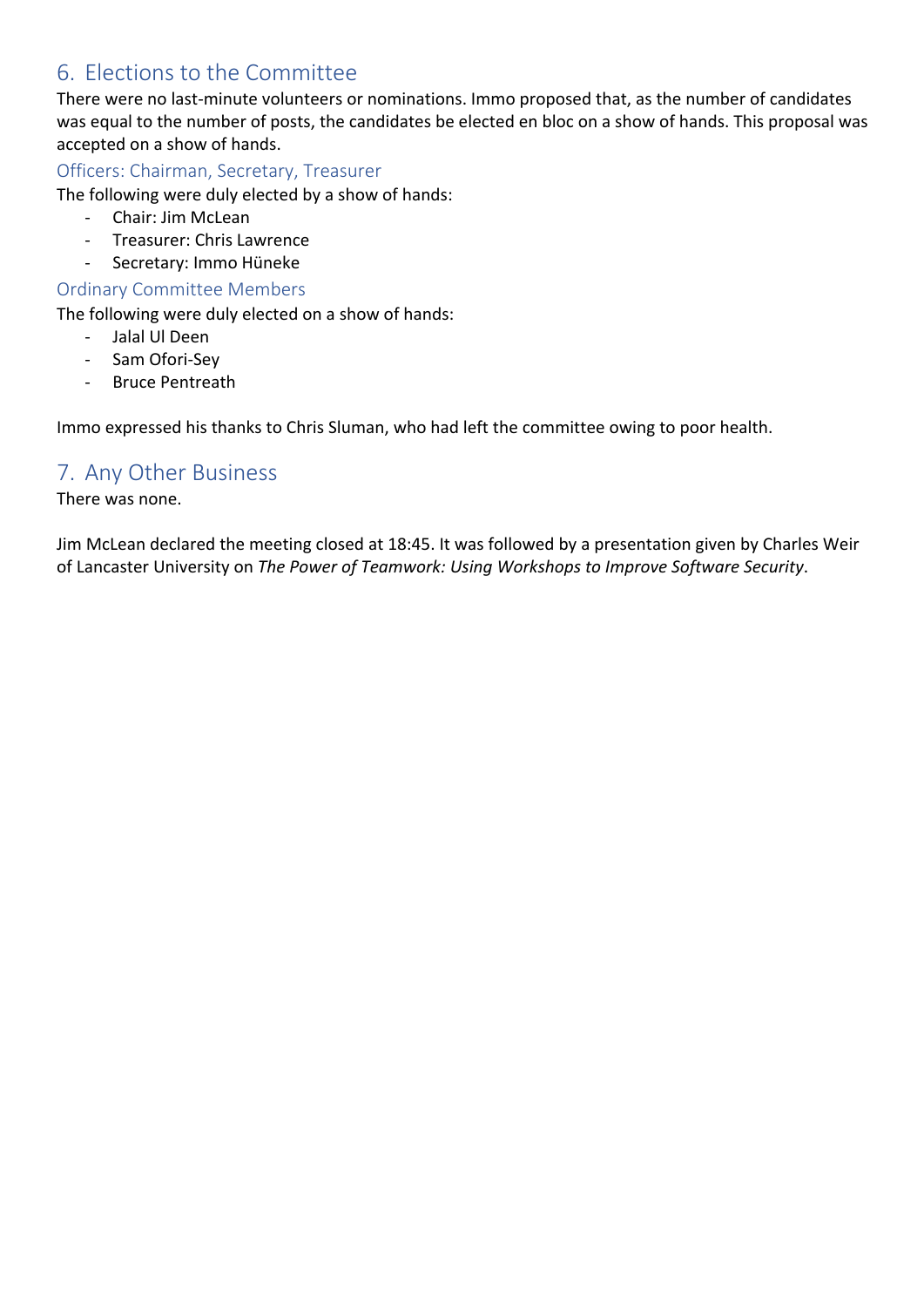## 6. Elections to the Committee

There were no last-minute volunteers or nominations. Immo proposed that, as the number of candidates was equal to the number of posts, the candidates be elected en bloc on a show of hands. This proposal was accepted on a show of hands.

### Officers: Chairman, Secretary, Treasurer

The following were duly elected by a show of hands:

- Chair: Jim McLean
- Treasurer: Chris Lawrence
- Secretary: Immo Hüneke

### Ordinary Committee Members

The following were duly elected on a show of hands:

- Jalal Ul Deen
- Sam Ofori-Sey
- Bruce Pentreath

Immo expressed his thanks to Chris Sluman, who had left the committee owing to poor health.

## 7. Any Other Business

There was none.

Jim McLean declared the meeting closed at 18:45. It was followed by a presentation given by Charles Weir of Lancaster University on *The Power of Teamwork: Using Workshops to Improve Software Security*.